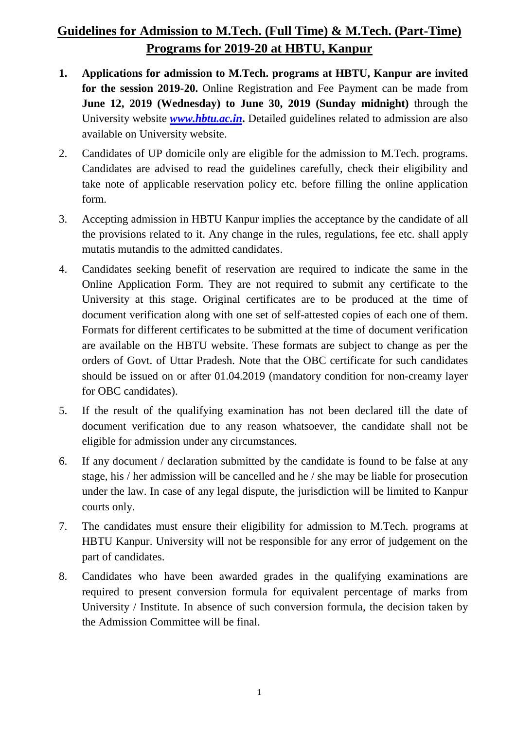# Guidelines for Admission to M.Tech. (Full Time) & M.Tech. (Part-Time) Programs for 2019-20 at HBTU, Kanpur

1. **Applications for admission to M.Tech. programs at HBTU, Kanpur are invited for the session 2019-20.** Online Registration and Fee Payment can be made from **June 12, 2019 (Wednesday) to June 30, 2019 (Sunday midnight)** through the University website ***www.hbtu.ac.in*.** Detailed guidelines related to admission are also available on University website.

2. Candidates of UP domicile only are eligible for the admission to M.Tech. programs. Candidates are advised to read the guidelines carefully, check their eligibility and take note of applicable reservation policy etc. before filling the online application form.

3. Accepting admission in HBTU Kanpur implies the acceptance by the candidate of all the provisions related to it. Any change in the rules, regulations, fee etc. shall apply mutatis mutandis to the admitted candidates.

4. Candidates seeking benefit of reservation are required to indicate the same in the Online Application Form. They are not required to submit any certificate to the University at this stage. Original certificates are to be produced at the time of document verification along with one set of self-attested copies of each one of them. Formats for different certificates to be submitted at the time of document verification are available on the HBTU website. These formats are subject to change as per the orders of Govt. of Uttar Pradesh. Note that the OBC certificate for such candidates should be issued on or after 01.04.2019 (mandatory condition for non-creamy layer for OBC candidates).

5. If the result of the qualifying examination has not been declared till the date of document verification due to any reason whatsoever, the candidate shall not be eligible for admission under any circumstances.

6. If any document / declaration submitted by the candidate is found to be false at any stage, his / her admission will be cancelled and he / she may be liable for prosecution under the law. In case of any legal dispute, the jurisdiction will be limited to Kanpur courts only.

7. The candidates must ensure their eligibility for admission to M.Tech. programs at HBTU Kanpur. University will not be responsible for any error of judgement on the part of candidates.

8. Candidates who have been awarded grades in the qualifying examinations are required to present conversion formula for equivalent percentage of marks from University / Institute. In absence of such conversion formula, the decision taken by the Admission Committee will be final.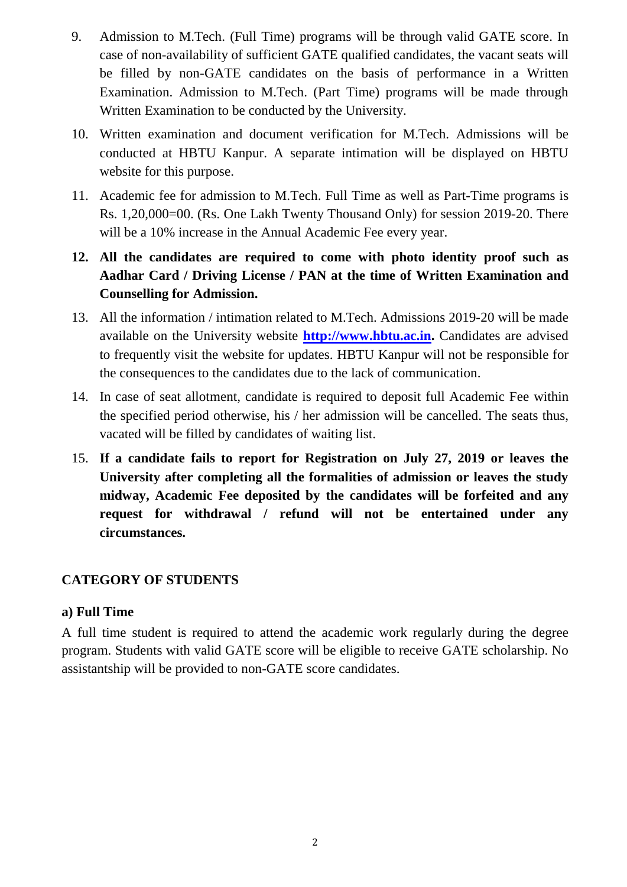9. Admission to M.Tech. (Full Time) programs will be through valid GATE score. In case of non-availability of sufficient GATE qualified candidates, the vacant seats will be filled by non-GATE candidates on the basis of performance in a Written Examination. Admission to M.Tech. (Part Time) programs will be made through Written Examination to be conducted by the University.
10. Written examination and document verification for M.Tech. Admissions will be conducted at HBTU Kanpur. A separate intimation will be displayed on HBTU website for this purpose.
11. Academic fee for admission to M.Tech. Full Time as well as Part-Time programs is Rs. 1,20,000=00. (Rs. One Lakh Twenty Thousand Only) for session 2019-20. There will be a 10% increase in the Annual Academic Fee every year.
12. **All the candidates are required to come with photo identity proof such as Aadhar Card / Driving License / PAN at the time of Written Examination and Counselling for Admission.**
13. All the information / intimation related to M.Tech. Admissions 2019-20 will be made available on the University website **http://www.hbtu.ac.in.** Candidates are advised to frequently visit the website for updates. HBTU Kanpur will not be responsible for the consequences to the candidates due to the lack of communication.
14. In case of seat allotment, candidate is required to deposit full Academic Fee within the specified period otherwise, his / her admission will be cancelled. The seats thus, vacated will be filled by candidates of waiting list.
15. **If a candidate fails to report for Registration on July 27, 2019 or leaves the University after completing all the formalities of admission or leaves the study midway, Academic Fee deposited by the candidates will be forfeited and any request for withdrawal / refund will not be entertained under any circumstances.**

## CATEGORY OF STUDENTS

### a) Full Time

A full time student is required to attend the academic work regularly during the degree program. Students with valid GATE score will be eligible to receive GATE scholarship. No assistantship will be provided to non-GATE score candidates.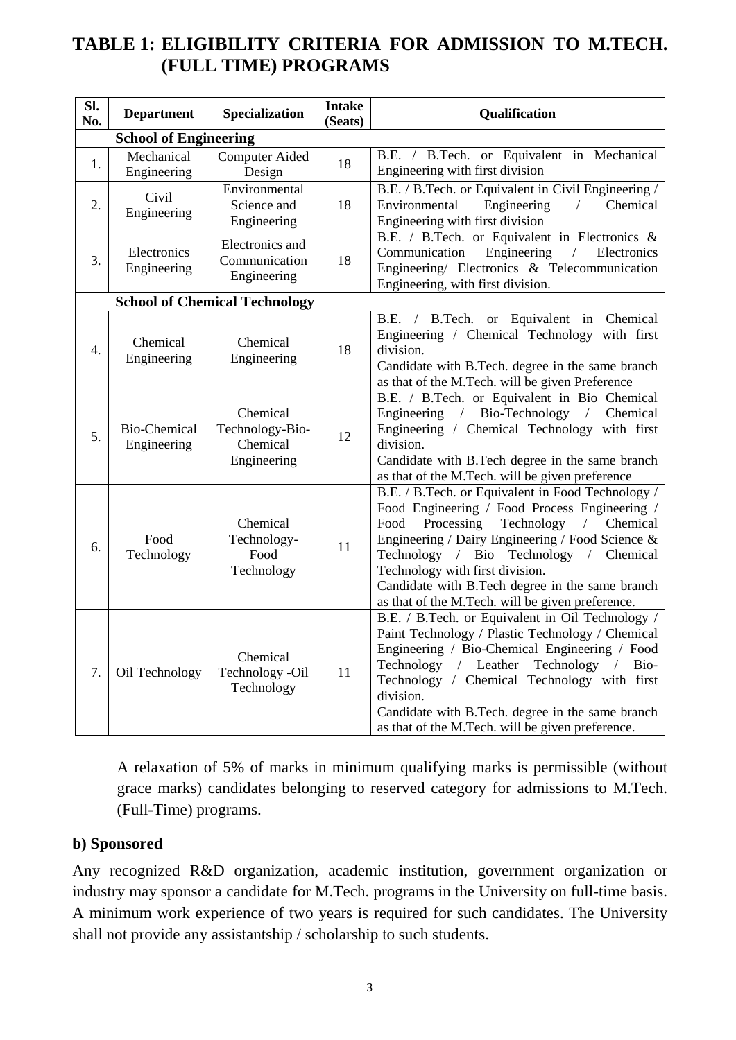## TABLE 1: ELIGIBILITY CRITERIA FOR ADMISSION TO M.TECH. (FULL TIME) PROGRAMS

| Sl. No. | Department | Specialization | Intake (Seats) | Qualification |
|---|---|---|---|---|
| | **School of Engineering** | | | |
| 1. | Mechanical Engineering | Computer Aided Design | 18 | B.E. / B.Tech. or Equivalent in Mechanical Engineering with first division |
| 2. | Civil Engineering | Environmental Science and Engineering | 18 | B.E. / B.Tech. or Equivalent in Civil Engineering / Environmental Engineering / Chemical Engineering with first division |
| 3. | Electronics Engineering | Electronics and Communication Engineering | 18 | B.E. / B.Tech. or Equivalent in Electronics & Communication Engineering / Electronics Engineering/ Electronics & Telecommunication Engineering, with first division. |
| | **School of Chemical Technology** | | | |
| 4. | Chemical Engineering | Chemical Engineering | 18 | B.E. / B.Tech. or Equivalent in Chemical Engineering / Chemical Technology with first division. Candidate with B.Tech. degree in the same branch as that of the M.Tech. will be given Preference |
| 5. | Bio-Chemical Engineering | Chemical Technology-Bio-Chemical Engineering | 12 | B.E. / B.Tech. or Equivalent in Bio Chemical Engineering / Bio-Technology / Chemical Engineering / Chemical Technology with first division. Candidate with B.Tech degree in the same branch as that of the M.Tech. will be given preference |
| 6. | Food Technology | Chemical Technology-Food Technology | 11 | B.E. / B.Tech. or Equivalent in Food Technology / Food Engineering / Food Process Engineering / Food Processing Technology / Chemical Engineering / Dairy Engineering / Food Science & Technology / Bio Technology / Chemical Technology with first division. Candidate with B.Tech degree in the same branch as that of the M.Tech. will be given preference. |
| 7. | Oil Technology | Chemical Technology -Oil Technology | 11 | B.E. / B.Tech. or Equivalent in Oil Technology / Paint Technology / Plastic Technology / Chemical Engineering / Bio-Chemical Engineering / Food Technology / Leather Technology / Bio-Technology / Chemical Technology with first division. Candidate with B.Tech. degree in the same branch as that of the M.Tech. will be given preference. |

A relaxation of 5% of marks in minimum qualifying marks is permissible (without grace marks) candidates belonging to reserved category for admissions to M.Tech. (Full-Time) programs.

**b) Sponsored**

Any recognized R&D organization, academic institution, government organization or industry may sponsor a candidate for M.Tech. programs in the University on full-time basis. A minimum work experience of two years is required for such candidates. The University shall not provide any assistantship / scholarship to such students.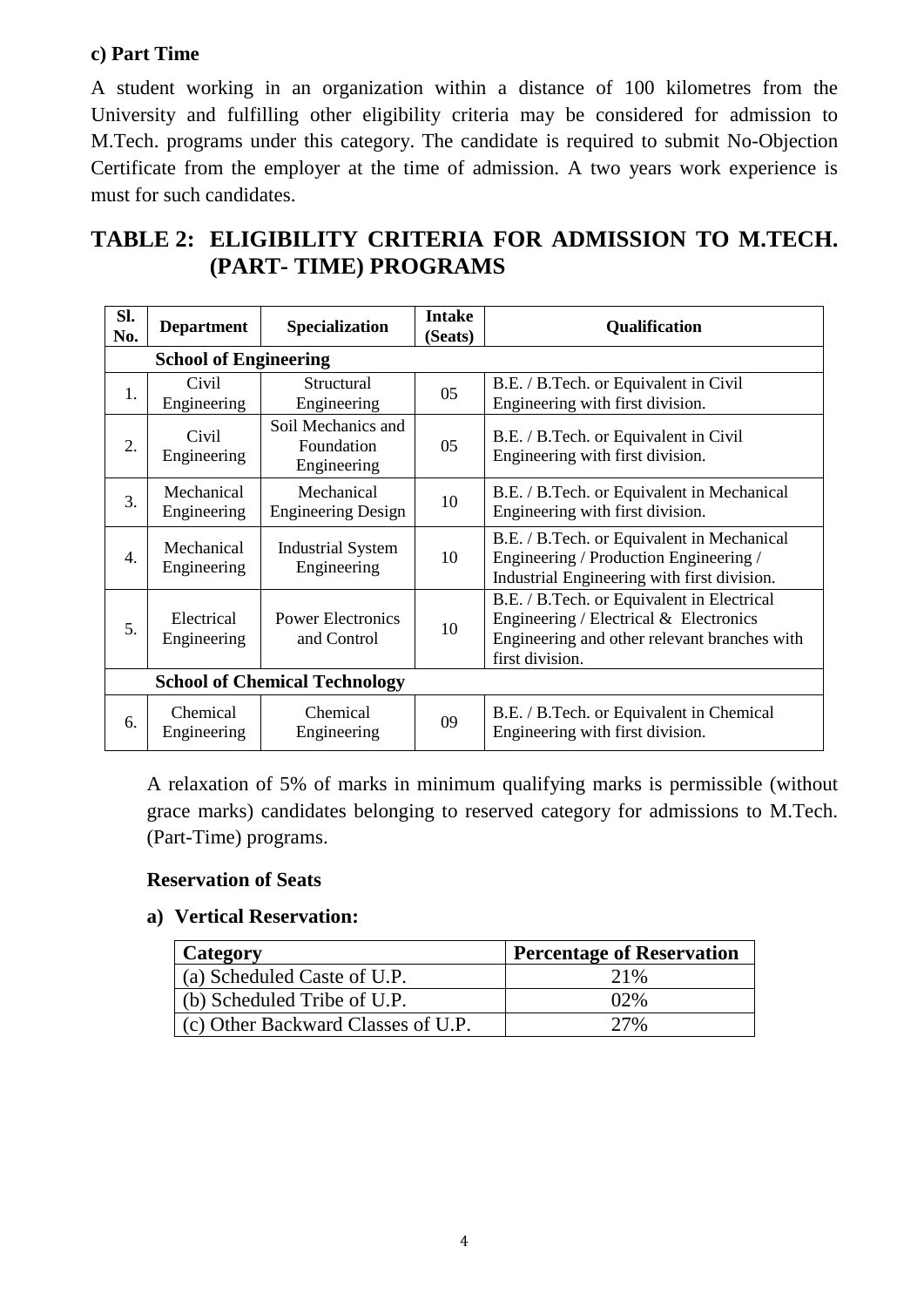**c) Part Time**

A student working in an organization within a distance of 100 kilometres from the University and fulfilling other eligibility criteria may be considered for admission to M.Tech. programs under this category. The candidate is required to submit No-Objection Certificate from the employer at the time of admission. A two years work experience is must for such candidates.

## TABLE 2: ELIGIBILITY CRITERIA FOR ADMISSION TO M.TECH. (PART- TIME) PROGRAMS

| Sl. No. | Department | Specialization | Intake (Seats) | Qualification |
|---|---|---|---|---|
| **School of Engineering** | | | | |
| 1. | Civil Engineering | Structural Engineering | 05 | B.E. / B.Tech. or Equivalent in Civil Engineering with first division. |
| 2. | Civil Engineering | Soil Mechanics and Foundation Engineering | 05 | B.E. / B.Tech. or Equivalent in Civil Engineering with first division. |
| 3. | Mechanical Engineering | Mechanical Engineering Design | 10 | B.E. / B.Tech. or Equivalent in Mechanical Engineering with first division. |
| 4. | Mechanical Engineering | Industrial System Engineering | 10 | B.E. / B.Tech. or Equivalent in Mechanical Engineering / Production Engineering / Industrial Engineering with first division. |
| 5. | Electrical Engineering | Power Electronics and Control | 10 | B.E. / B.Tech. or Equivalent in Electrical Engineering / Electrical & Electronics Engineering and other relevant branches with first division. |
| **School of Chemical Technology** | | | | |
| 6. | Chemical Engineering | Chemical Engineering | 09 | B.E. / B.Tech. or Equivalent in Chemical Engineering with first division. |

A relaxation of 5% of marks in minimum qualifying marks is permissible (without grace marks) candidates belonging to reserved category for admissions to M.Tech. (Part-Time) programs.

**Reservation of Seats**

**a) Vertical Reservation:**

| Category | Percentage of Reservation |
|---|---|
| (a) Scheduled Caste of U.P. | 21% |
| (b) Scheduled Tribe of U.P. | 02% |
| (c) Other Backward Classes of U.P. | 27% |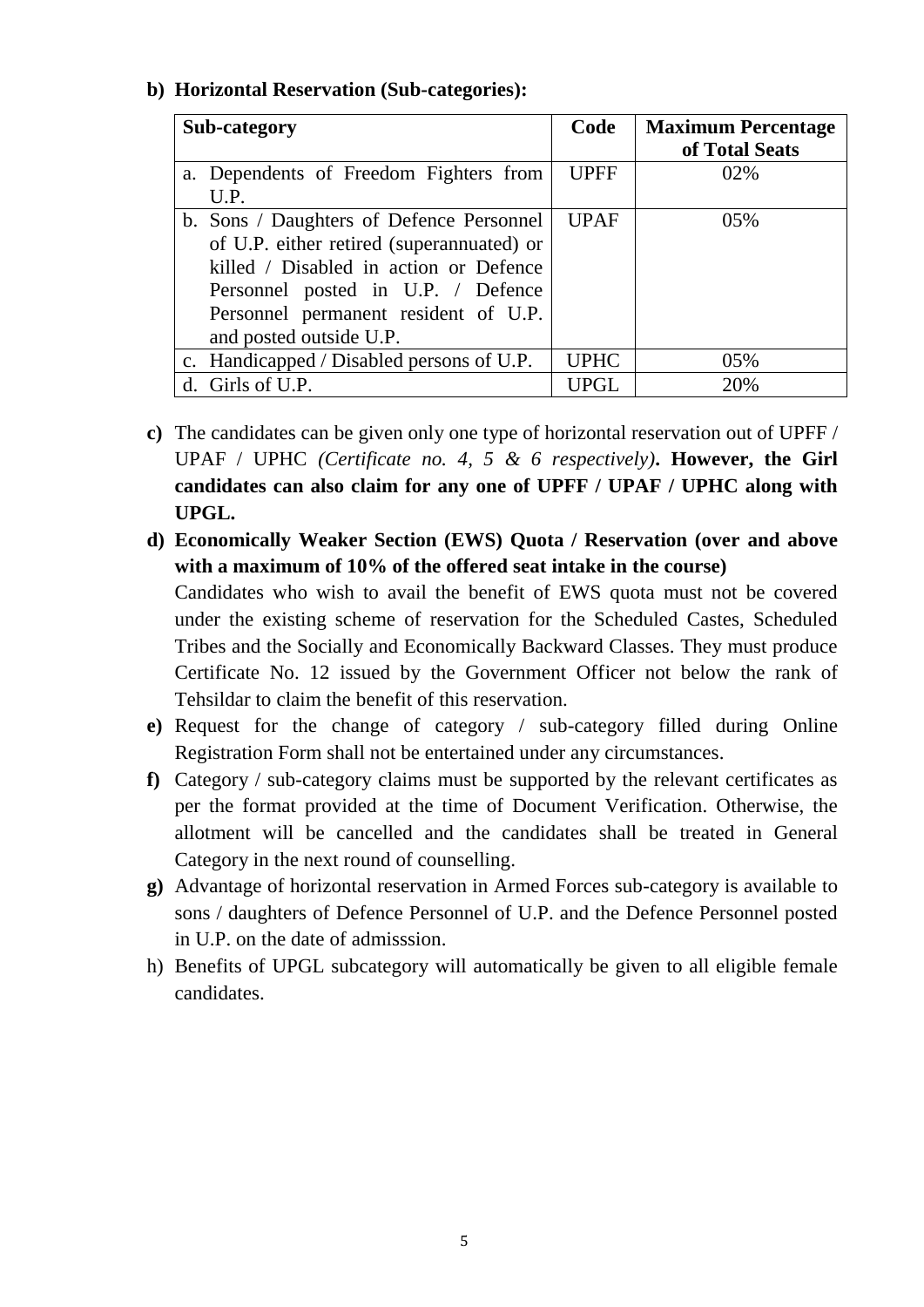**b) Horizontal Reservation (Sub-categories):**

| Sub-category | Code | Maximum Percentage of Total Seats |
|---|---|---|
| a. Dependents of Freedom Fighters from U.P. | UPFF | 02% |
| b. Sons / Daughters of Defence Personnel of U.P. either retired (superannuated) or killed / Disabled in action or Defence Personnel posted in U.P. / Defence Personnel permanent resident of U.P. and posted outside U.P. | UPAF | 05% |
| c. Handicapped / Disabled persons of U.P. | UPHC | 05% |
| d. Girls of U.P. | UPGL | 20% |

**c)** The candidates can be given only one type of horizontal reservation out of UPFF / UPAF / UPHC *(Certificate no. 4, 5 & 6 respectively)*. **However, the Girl candidates can also claim for any one of UPFF / UPAF / UPHC along with UPGL.**

**d) Economically Weaker Section (EWS) Quota / Reservation (over and above with a maximum of 10% of the offered seat intake in the course)**

Candidates who wish to avail the benefit of EWS quota must not be covered under the existing scheme of reservation for the Scheduled Castes, Scheduled Tribes and the Socially and Economically Backward Classes. They must produce Certificate No. 12 issued by the Government Officer not below the rank of Tehsildar to claim the benefit of this reservation.

**e)** Request for the change of category / sub-category filled during Online Registration Form shall not be entertained under any circumstances.

**f)** Category / sub-category claims must be supported by the relevant certificates as per the format provided at the time of Document Verification. Otherwise, the allotment will be cancelled and the candidates shall be treated in General Category in the next round of counselling.

**g)** Advantage of horizontal reservation in Armed Forces sub-category is available to sons / daughters of Defence Personnel of U.P. and the Defence Personnel posted in U.P. on the date of admisssion.

h) Benefits of UPGL subcategory will automatically be given to all eligible female candidates.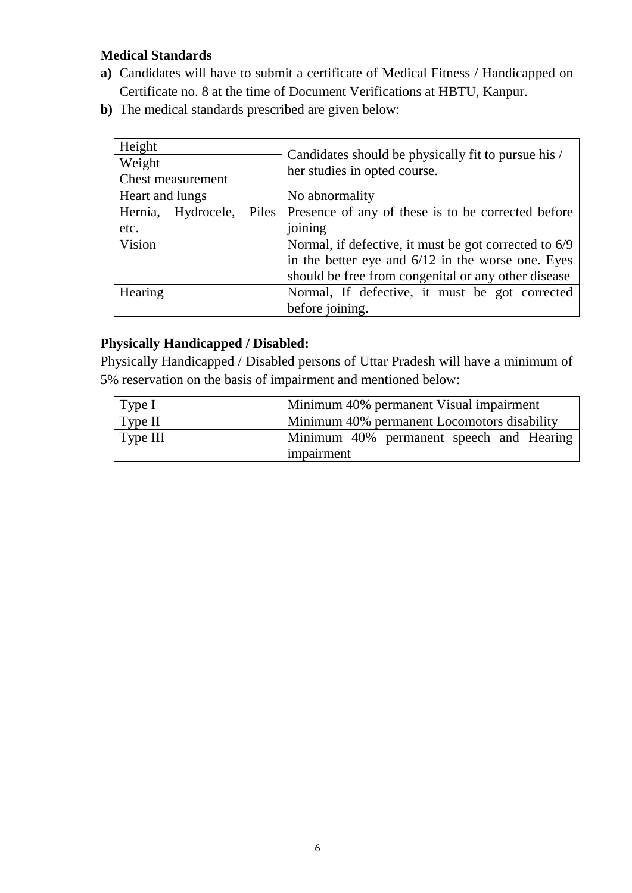**Medical Standards**

**a)** Candidates will have to submit a certificate of Medical Fitness / Handicapped on Certificate no. 8 at the time of Document Verifications at HBTU, Kanpur.

**b)** The medical standards prescribed are given below:

| | |
|---|---|
| Height | Candidates should be physically fit to pursue his / her studies in opted course. |
| Weight | |
| Chest measurement | |
| Heart and lungs | No abnormality |
| Hernia, Hydrocele, Piles etc. | Presence of any of these is to be corrected before joining |
| Vision | Normal, if defective, it must be got corrected to 6/9 in the better eye and 6/12 in the worse one. Eyes should be free from congenital or any other disease |
| Hearing | Normal, If defective, it must be got corrected before joining. |

**Physically Handicapped / Disabled:**

Physically Handicapped / Disabled persons of Uttar Pradesh will have a minimum of 5% reservation on the basis of impairment and mentioned below:

| | |
|---|---|
| Type I | Minimum 40% permanent Visual impairment |
| Type II | Minimum 40% permanent Locomotors disability |
| Type III | Minimum 40% permanent speech and Hearing impairment |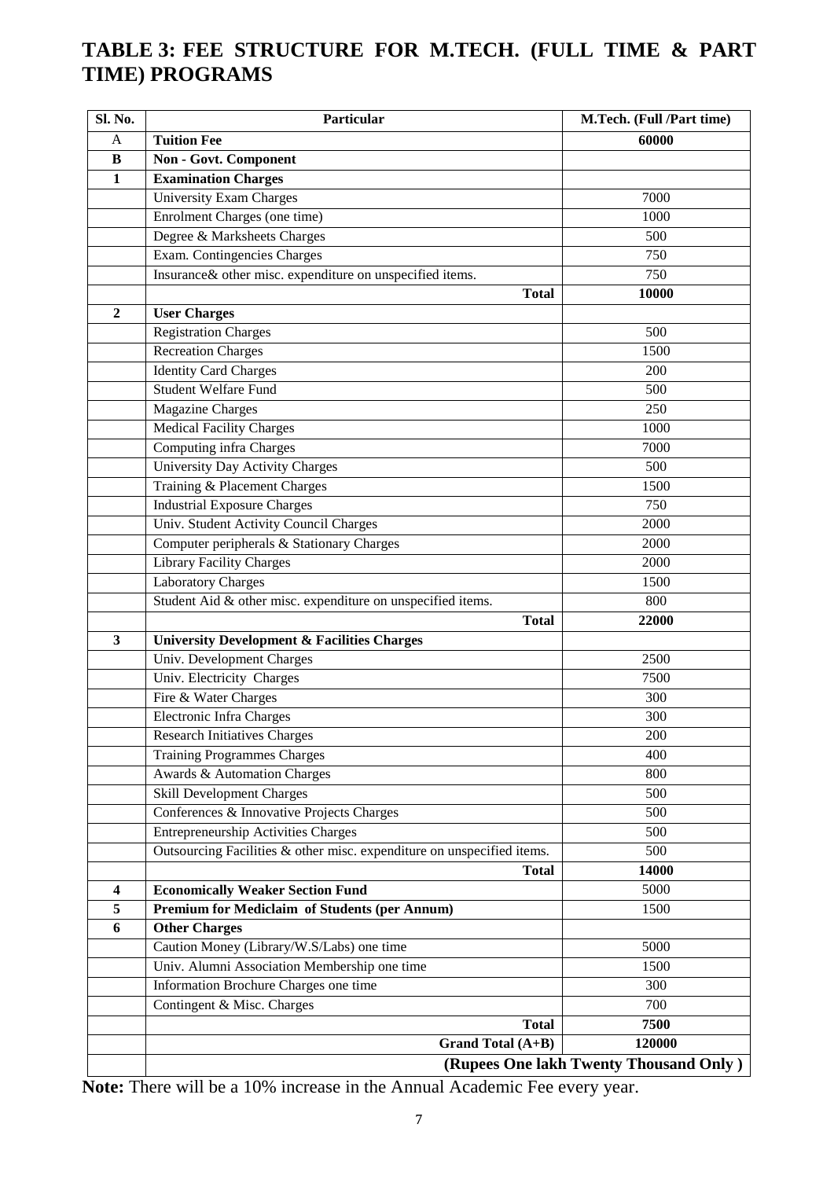## TABLE 3: FEE STRUCTURE FOR M.TECH. (FULL TIME & PART TIME) PROGRAMS

| Sl. No. | Particular | M.Tech. (Full /Part time) |
|---|---|---|
| A | **Tuition Fee** | **60000** |
| **B** | **Non - Govt. Component** | |
| **1** | **Examination Charges** | |
| | University Exam Charges | 7000 |
| | Enrolment Charges (one time) | 1000 |
| | Degree & Marksheets Charges | 500 |
| | Exam. Contingencies Charges | 750 |
| | Insurance& other misc. expenditure on unspecified items. | 750 |
| | **Total** | **10000** |
| **2** | **User Charges** | |
| | Registration Charges | 500 |
| | Recreation Charges | 1500 |
| | Identity Card Charges | 200 |
| | Student Welfare Fund | 500 |
| | Magazine Charges | 250 |
| | Medical Facility Charges | 1000 |
| | Computing infra Charges | 7000 |
| | University Day Activity Charges | 500 |
| | Training & Placement Charges | 1500 |
| | Industrial Exposure Charges | 750 |
| | Univ. Student Activity Council Charges | 2000 |
| | Computer peripherals & Stationary Charges | 2000 |
| | Library Facility Charges | 2000 |
| | Laboratory Charges | 1500 |
| | Student Aid & other misc. expenditure on unspecified items. | 800 |
| | **Total** | **22000** |
| **3** | **University Development & Facilities Charges** | |
| | Univ. Development Charges | 2500 |
| | Univ. Electricity Charges | 7500 |
| | Fire & Water Charges | 300 |
| | Electronic Infra Charges | 300 |
| | Research Initiatives Charges | 200 |
| | Training Programmes Charges | 400 |
| | Awards & Automation Charges | 800 |
| | Skill Development Charges | 500 |
| | Conferences & Innovative Projects Charges | 500 |
| | Entrepreneurship Activities Charges | 500 |
| | Outsourcing Facilities & other misc. expenditure on unspecified items. | 500 |
| | **Total** | **14000** |
| **4** | **Economically Weaker Section Fund** | 5000 |
| **5** | **Premium for Mediclaim of Students (per Annum)** | 1500 |
| **6** | **Other Charges** | |
| | Caution Money (Library/W.S/Labs) one time | 5000 |
| | Univ. Alumni Association Membership one time | 1500 |
| | Information Brochure Charges one time | 300 |
| | Contingent & Misc. Charges | 700 |
| | **Total** | **7500** |
| | **Grand Total (A+B)** | **120000** |
| | **(Rupees One lakh Twenty Thousand Only )** | |

**Note:** There will be a 10% increase in the Annual Academic Fee every year.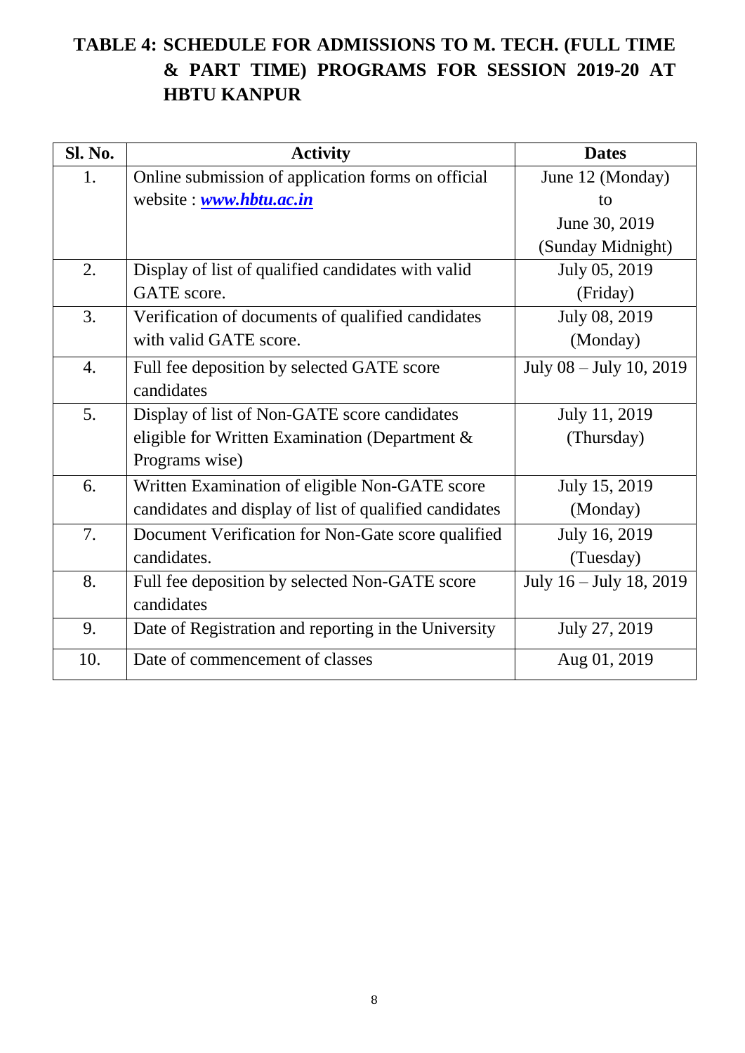## TABLE 4: SCHEDULE FOR ADMISSIONS TO M. TECH. (FULL TIME & PART TIME) PROGRAMS FOR SESSION 2019-20 AT HBTU KANPUR

| Sl. No. | Activity | Dates |
|---|---|---|
| 1. | Online submission of application forms on official website : [***www.hbtu.ac.in***](http://www.hbtu.ac.in) | June 12 (Monday) to June 30, 2019 (Sunday Midnight) |
| 2. | Display of list of qualified candidates with valid GATE score. | July 05, 2019 (Friday) |
| 3. | Verification of documents of qualified candidates with valid GATE score. | July 08, 2019 (Monday) |
| 4. | Full fee deposition by selected GATE score candidates | July 08 – July 10, 2019 |
| 5. | Display of list of Non-GATE score candidates eligible for Written Examination (Department & Programs wise) | July 11, 2019 (Thursday) |
| 6. | Written Examination of eligible Non-GATE score candidates and display of list of qualified candidates | July 15, 2019 (Monday) |
| 7. | Document Verification for Non-Gate score qualified candidates. | July 16, 2019 (Tuesday) |
| 8. | Full fee deposition by selected Non-GATE score candidates | July 16 – July 18, 2019 |
| 9. | Date of Registration and reporting in the University | July 27, 2019 |
| 10. | Date of commencement of classes | Aug 01, 2019 |